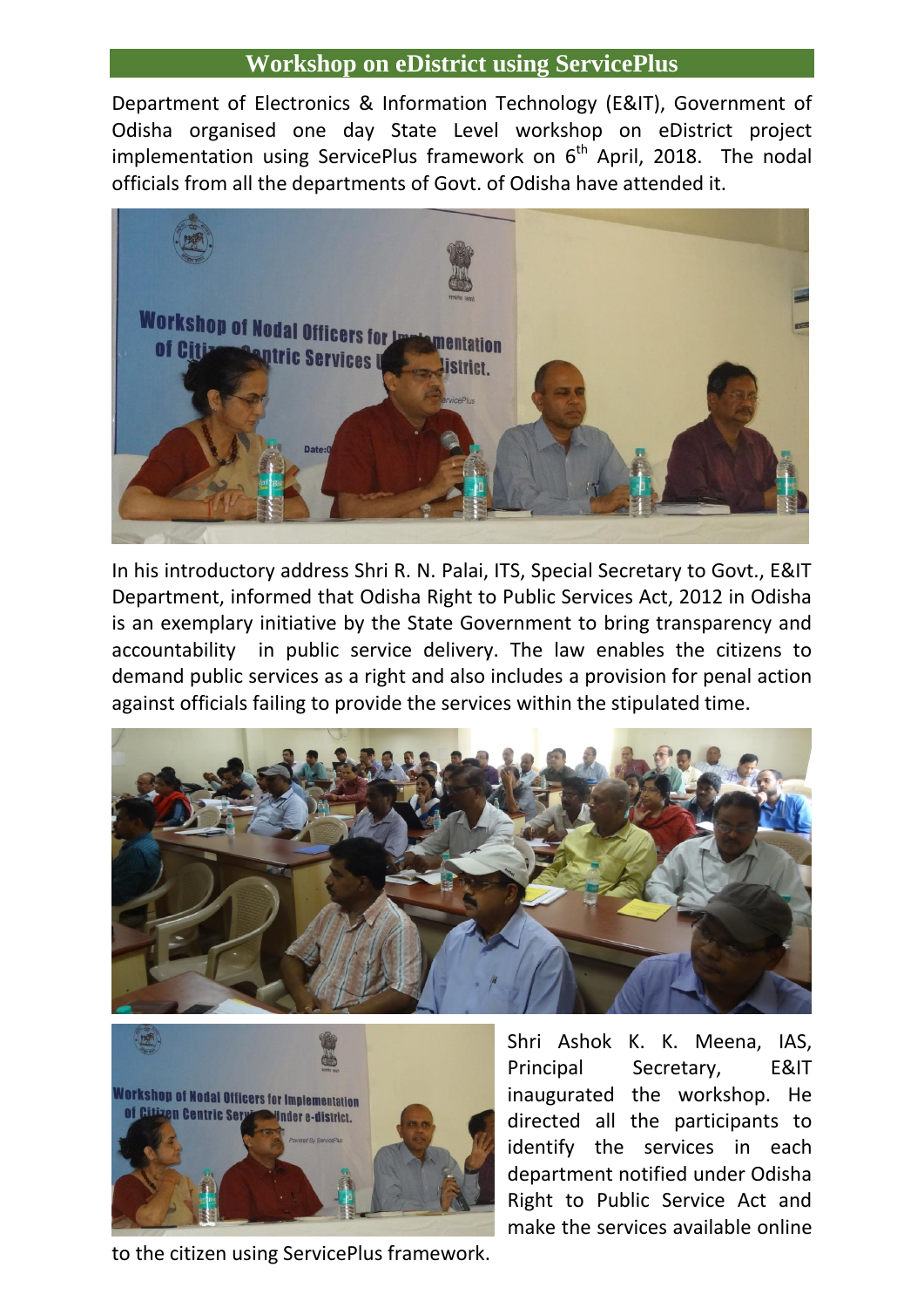# Workshop on eDistrict using ServicePlus

Department of Electronics & Information Technology (E&IT), Government of Odisha organised one day State Level workshop on eDistrict project implementation using ServicePlus framework on 6th April, 2018. The nodal officials from all the departments of Govt. of Odisha have attended it.

In his introductory address Shri R. N. Palai, ITS, Special Secretary to Govt., E&IT Department, informed that Odisha Right to Public Services Act, 2012 in Odisha is an exemplary initiative by the State Government to bring transparency and accountability in public service delivery. The law enables the citizens to demand public services as a right and also includes a provision for penal action against officials failing to provide the services within the stipulated time.

Shri Ashok K. K. Meena, IAS, Principal Secretary, E&IT inaugurated the workshop. He directed all the participants to identify the services in each department notified under Odisha Right to Public Service Act and make the services available online to the citizen using ServicePlus framework.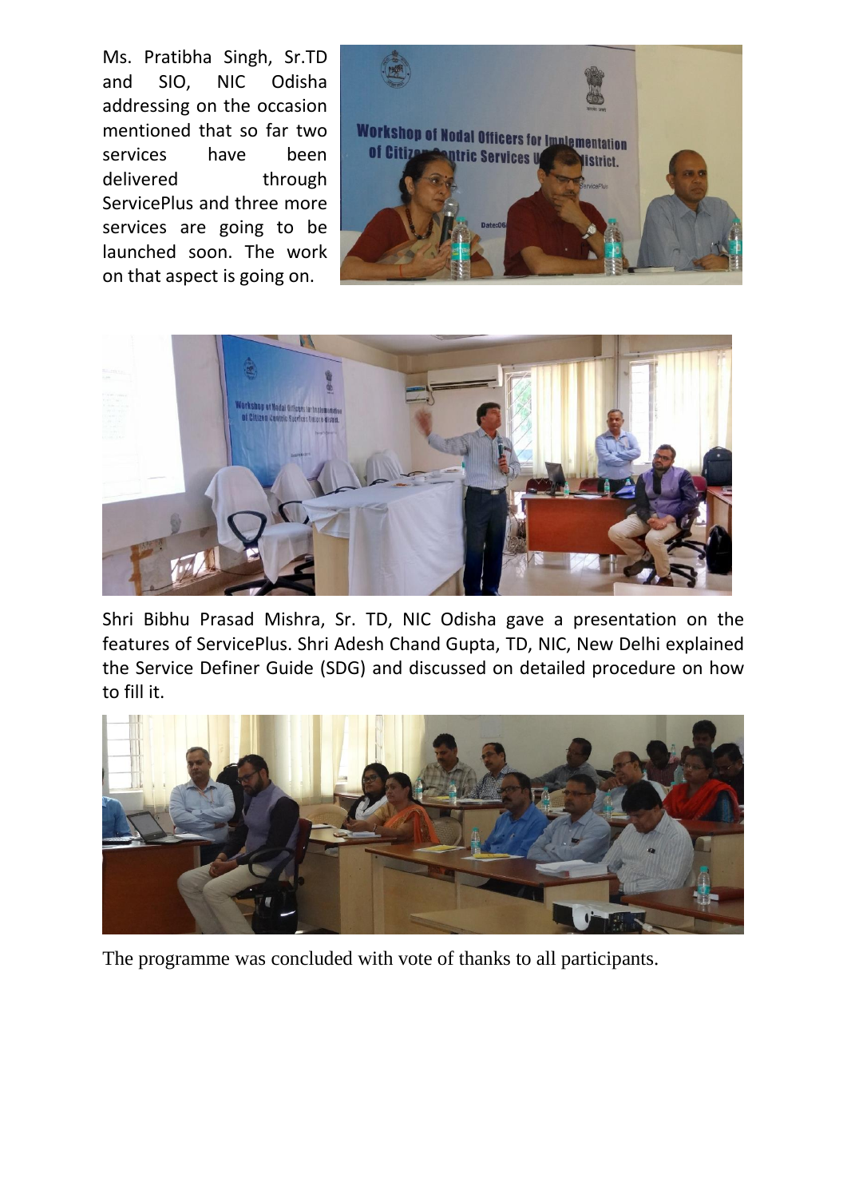Ms. Pratibha Singh, Sr.TD and SIO, NIC Odisha addressing on the occasion mentioned that so far two services have been delivered through ServicePlus and three more services are going to be launched soon. The work on that aspect is going on.

Shri Bibhu Prasad Mishra, Sr. TD, NIC Odisha gave a presentation on the features of ServicePlus. Shri Adesh Chand Gupta, TD, NIC, New Delhi explained the Service Definer Guide (SDG) and discussed on detailed procedure on how to fill it.

The programme was concluded with vote of thanks to all participants.